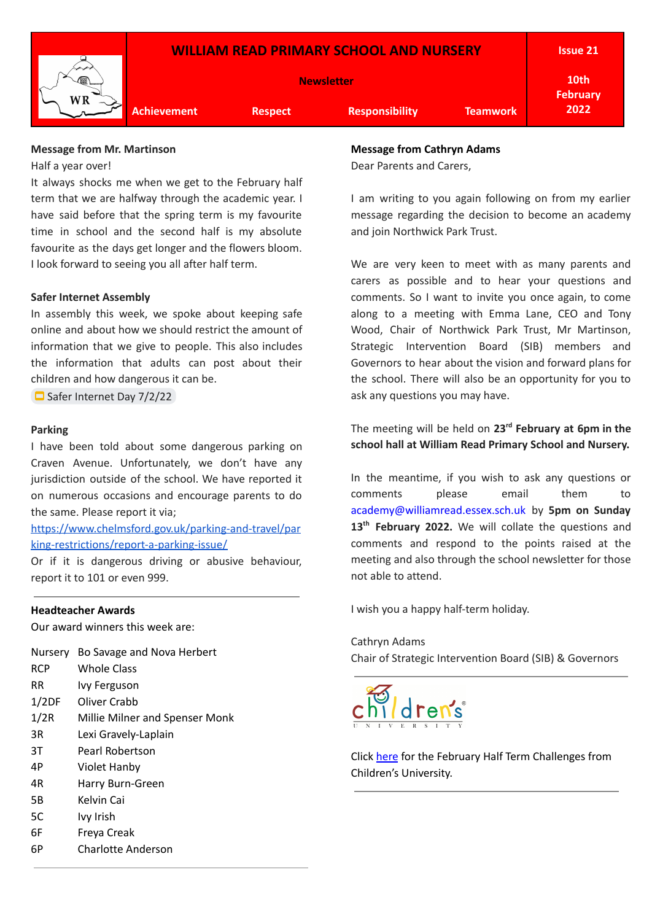# WILLIAM READ PRIMARY SCHOOL AND NURSERY

**Newsletter**

**Achievement** | **Respect** | **Responsibility** | **Teamwork**

**Issue 21**

**10th February 2022**

### Message from Mr. Martinson

Half a year over!

It always shocks me when we get to the February half term that we are halfway through the academic year. I have said before that the spring term is my favourite time in school and the second half is my absolute favourite as the days get longer and the flowers bloom. I look forward to seeing you all after half term.

### Safer Internet Assembly

In assembly this week, we spoke about keeping safe online and about how we should restrict the amount of information that we give to people. This also includes the information that adults can post about their children and how dangerous it can be.

Safer Internet Day 7/2/22

### Parking

I have been told about some dangerous parking on Craven Avenue. Unfortunately, we don't have any jurisdiction outside of the school. We have reported it on numerous occasions and encourage parents to do the same. Please report it via;

https://www.chelmsford.gov.uk/parking-and-travel/parking-restrictions/report-a-parking-issue/

Or if it is dangerous driving or abusive behaviour, report it to 101 or even 999.

---

### Headteacher Awards

Our award winners this week are:

| | |
|---|---|
| Nursery | Bo Savage and Nova Herbert |
| RCP | Whole Class |
| RR | Ivy Ferguson |
| 1/2DF | Oliver Crabb |
| 1/2R | Millie Milner and Spenser Monk |
| 3R | Lexi Gravely-Laplain |
| 3T | Pearl Robertson |
| 4P | Violet Hanby |
| 4R | Harry Burn-Green |
| 5B | Kelvin Cai |
| 5C | Ivy Irish |
| 6F | Freya Creak |
| 6P | Charlotte Anderson |

---

### Message from Cathryn Adams

Dear Parents and Carers,

I am writing to you again following on from my earlier message regarding the decision to become an academy and join Northwick Park Trust.

We are very keen to meet with as many parents and carers as possible and to hear your questions and comments. So I want to invite you once again, to come along to a meeting with Emma Lane, CEO and Tony Wood, Chair of Northwick Park Trust, Mr Martinson, Strategic Intervention Board (SIB) members and Governors to hear about the vision and forward plans for the school. There will also be an opportunity for you to ask any questions you may have.

The meeting will be held on **23rd February at 6pm in the school hall at William Read Primary School and Nursery.**

In the meantime, if you wish to ask any questions or comments please email them to academy@williamread.essex.sch.uk by **5pm on Sunday 13th February 2022.** We will collate the questions and comments and respond to the points raised at the meeting and also through the school newsletter for those not able to attend.

I wish you a happy half-term holiday.

Cathryn Adams

Chair of Strategic Intervention Board (SIB) & Governors

---

children's UNIVERSITY

Click here for the February Half Term Challenges from Children's University.

---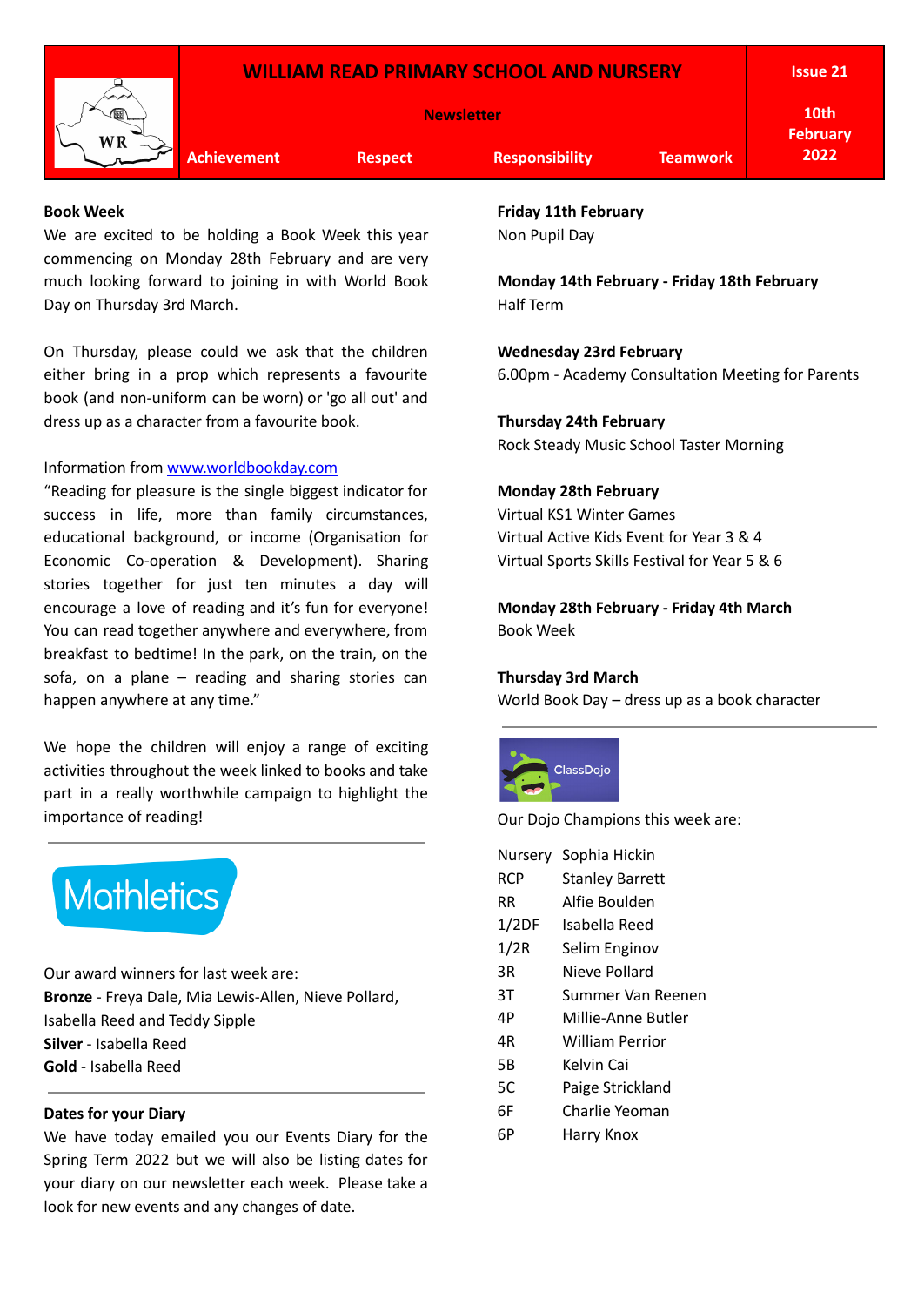# WILLIAM READ PRIMARY SCHOOL AND NURSERY

**Newsletter**

**Achievement** **Respect** **Responsibility** **Teamwork**

**Issue 21**

**10th February 2022**

## Book Week

We are excited to be holding a Book Week this year commencing on Monday 28th February and are very much looking forward to joining in with World Book Day on Thursday 3rd March.

On Thursday, please could we ask that the children either bring in a prop which represents a favourite book (and non-uniform can be worn) or 'go all out' and dress up as a character from a favourite book.

Information from www.worldbookday.com

"Reading for pleasure is the single biggest indicator for success in life, more than family circumstances, educational background, or income (Organisation for Economic Co-operation & Development). Sharing stories together for just ten minutes a day will encourage a love of reading and it's fun for everyone! You can read together anywhere and everywhere, from breakfast to bedtime! In the park, on the train, on the sofa, on a plane – reading and sharing stories can happen anywhere at any time."

We hope the children will enjoy a range of exciting activities throughout the week linked to books and take part in a really worthwhile campaign to highlight the importance of reading!

---

## Mathletics

Our award winners for last week are:

**Bronze** - Freya Dale, Mia Lewis-Allen, Nieve Pollard, Isabella Reed and Teddy Sipple

**Silver** - Isabella Reed

**Gold** - Isabella Reed

---

## Dates for your Diary

We have today emailed you our Events Diary for the Spring Term 2022 but we will also be listing dates for your diary on our newsletter each week. Please take a look for new events and any changes of date.

**Friday 11th February**
Non Pupil Day

**Monday 14th February - Friday 18th February**
Half Term

**Wednesday 23rd February**
6.00pm - Academy Consultation Meeting for Parents

**Thursday 24th February**
Rock Steady Music School Taster Morning

**Monday 28th February**
Virtual KS1 Winter Games
Virtual Active Kids Event for Year 3 & 4
Virtual Sports Skills Festival for Year 5 & 6

**Monday 28th February - Friday 4th March**
Book Week

**Thursday 3rd March**
World Book Day – dress up as a book character

---

## ClassDojo

Our Dojo Champions this week are:

| Class | Name |
|---|---|
| Nursery | Sophia Hickin |
| RCP | Stanley Barrett |
| RR | Alfie Boulden |
| 1/2DF | Isabella Reed |
| 1/2R | Selim Enginov |
| 3R | Nieve Pollard |
| 3T | Summer Van Reenen |
| 4P | Millie-Anne Butler |
| 4R | William Perrior |
| 5B | Kelvin Cai |
| 5C | Paige Strickland |
| 6F | Charlie Yeoman |
| 6P | Harry Knox |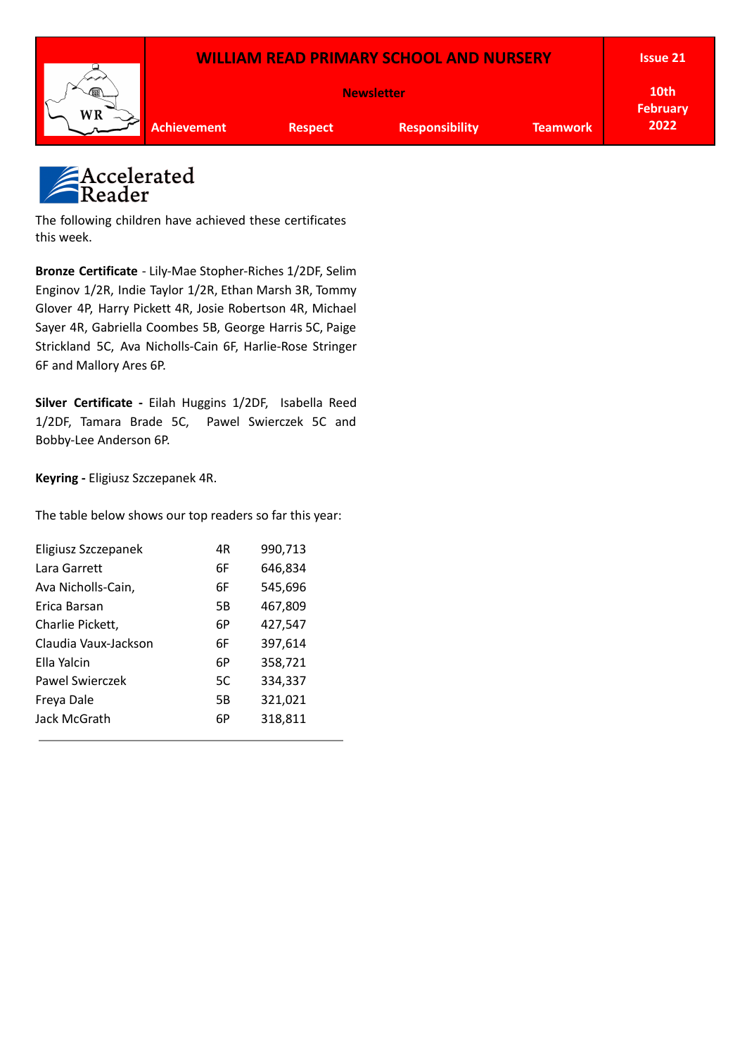# WILLIAM READ PRIMARY SCHOOL AND NURSERY

**Newsletter**

**Issue 21** | **10th February 2022**

**Achievement** | **Respect** | **Responsibility** | **Teamwork**

## Accelerated Reader

The following children have achieved these certificates this week.

**Bronze Certificate** - Lily-Mae Stopher-Riches 1/2DF, Selim Enginov 1/2R, Indie Taylor 1/2R, Ethan Marsh 3R, Tommy Glover 4P, Harry Pickett 4R, Josie Robertson 4R, Michael Sayer 4R, Gabriella Coombes 5B, George Harris 5C, Paige Strickland 5C, Ava Nicholls-Cain 6F, Harlie-Rose Stringer 6F and Mallory Ares 6P.

**Silver Certificate -** Eilah Huggins 1/2DF, Isabella Reed 1/2DF, Tamara Brade 5C, Pawel Swierczek 5C and Bobby-Lee Anderson 6P.

**Keyring -** Eligiusz Szczepanek 4R.

The table below shows our top readers so far this year:

| | | |
|---|---|---|
| Eligiusz Szczepanek | 4R | 990,713 |
| Lara Garrett | 6F | 646,834 |
| Ava Nicholls-Cain, | 6F | 545,696 |
| Erica Barsan | 5B | 467,809 |
| Charlie Pickett, | 6P | 427,547 |
| Claudia Vaux-Jackson | 6F | 397,614 |
| Ella Yalcin | 6P | 358,721 |
| Pawel Swierczek | 5C | 334,337 |
| Freya Dale | 5B | 321,021 |
| Jack McGrath | 6P | 318,811 |